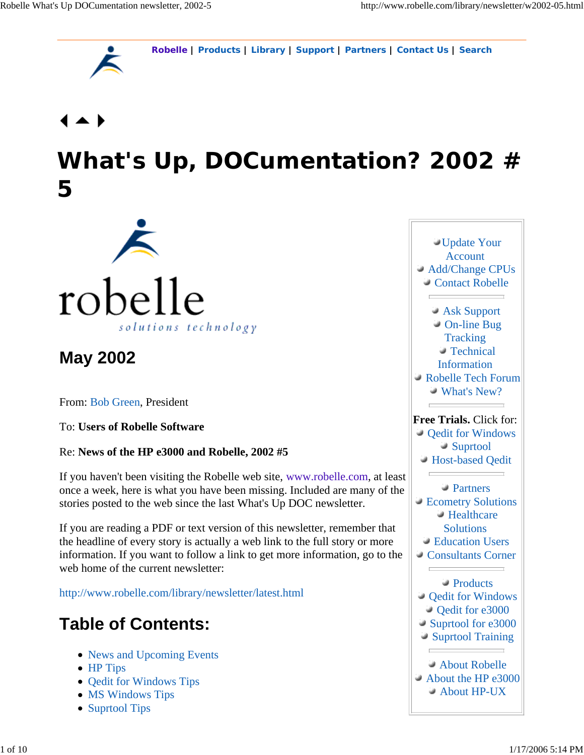Robelle | Products | Library | Support | Partners | Contact Us | Search

# What's Up, DOCumentation? 2002 # 5

robelle
*solutions technology*

## May 2002

From: Bob Green, President

To: **Users of Robelle Software**

Re: **News of the HP e3000 and Robelle, 2002 #5**

If you haven't been visiting the Robelle web site, www.robelle.com, at least once a week, here is what you have been missing. Included are many of the stories posted to the web since the last What's Up DOC newsletter.

If you are reading a PDF or text version of this newsletter, remember that the headline of every story is actually a web link to the full story or more information. If you want to follow a link to get more information, go to the web home of the current newsletter:

http://www.robelle.com/library/newsletter/latest.html

## Table of Contents:

- News and Upcoming Events
- HP Tips
- Qedit for Windows Tips
- MS Windows Tips
- Suprtool Tips

- Update Your Account
- Add/Change CPUs
- Contact Robelle

- Ask Support
- On-line Bug Tracking
- Technical Information
- Robelle Tech Forum
- What's New?

**Free Trials.** Click for:

- Qedit for Windows
- Suprtool
- Host-based Qedit

- Partners
- Ecometry Solutions
- Healthcare Solutions
- Education Users
- Consultants Corner

- Products
- Qedit for Windows
- Qedit for e3000
- Suprtool for e3000
- Suprtool Training

- About Robelle
- About the HP e3000
- About HP-UX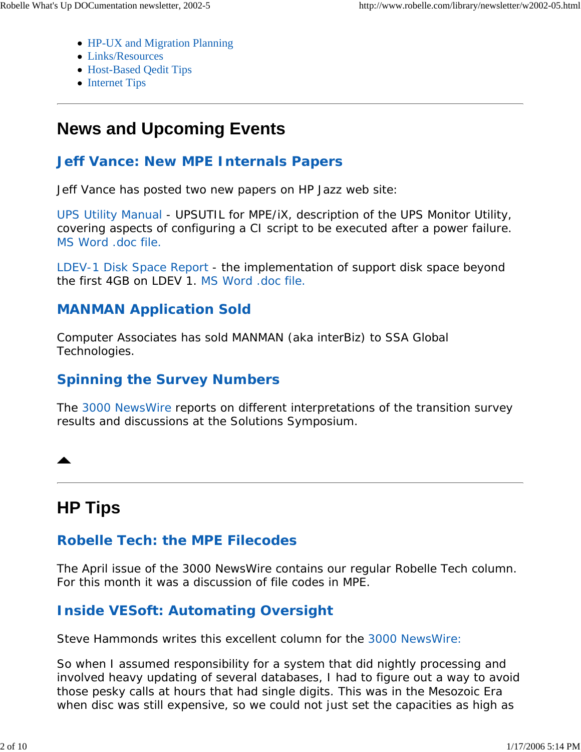- HP-UX and Migration Planning
- Links/Resources
- Host-Based Qedit Tips
- Internet Tips

---

# News and Upcoming Events

## Jeff Vance: New MPE Internals Papers

Jeff Vance has posted two new papers on HP Jazz web site:

UPS Utility Manual - UPSUTIL for MPE/iX, description of the UPS Monitor Utility, covering aspects of configuring a CI script to be executed after a power failure. MS Word .doc file.

LDEV-1 Disk Space Report - the implementation of support disk space beyond the first 4GB on LDEV 1. MS Word .doc file.

## MANMAN Application Sold

Computer Associates has sold MANMAN (aka interBiz) to SSA Global Technologies.

## Spinning the Survey Numbers

The 3000 NewsWire reports on different interpretations of the transition survey results and discussions at the Solutions Symposium.

---

# HP Tips

## Robelle Tech: the MPE Filecodes

The April issue of the 3000 NewsWire contains our regular Robelle Tech column. For this month it was a discussion of file codes in MPE.

## Inside VESoft: Automating Oversight

Steve Hammonds writes this excellent column for the 3000 NewsWire:

So when I assumed responsibility for a system that did nightly processing and involved heavy updating of several databases, I had to figure out a way to avoid those pesky calls at hours that had single digits. This was in the Mesozoic Era when disc was still expensive, so we could not just set the capacities as high as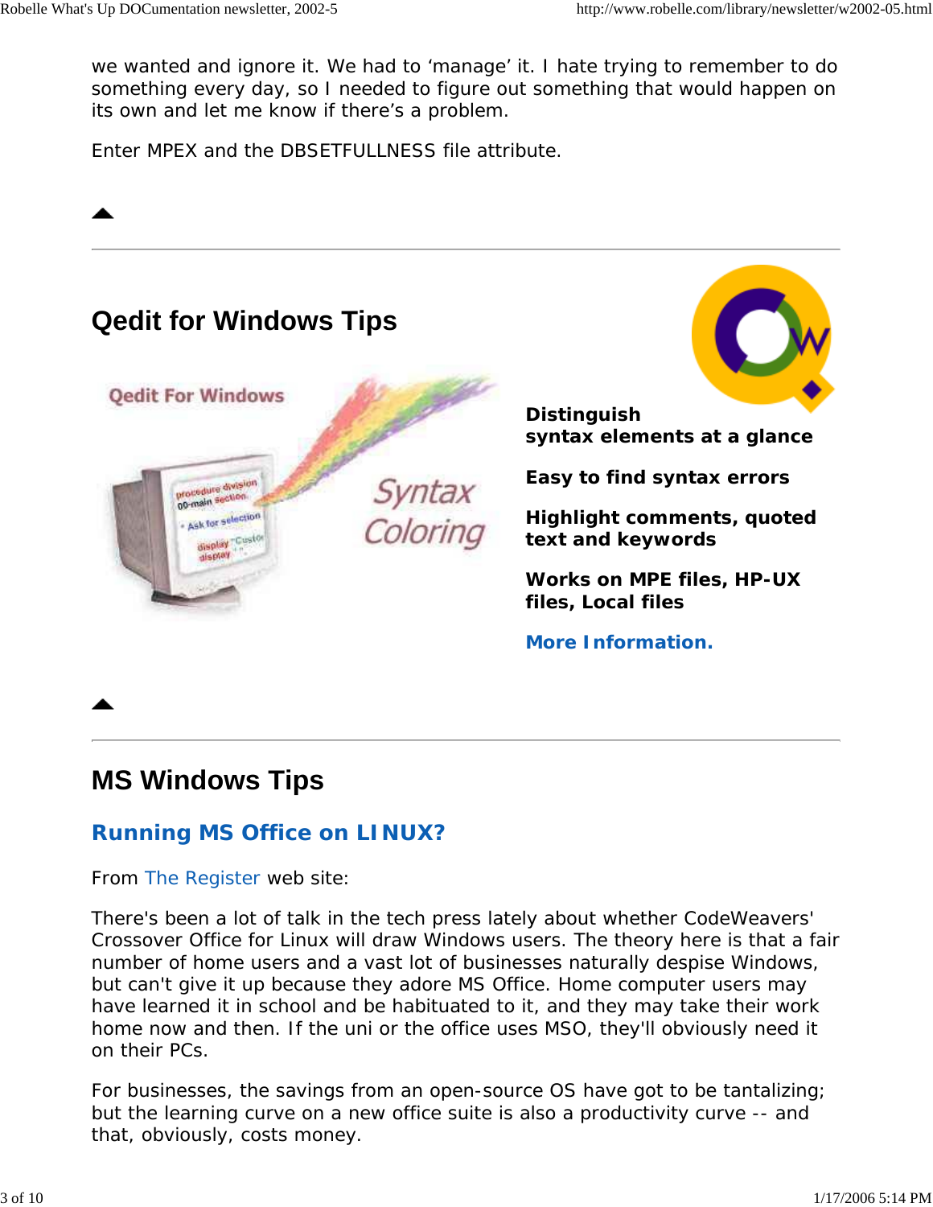we wanted and ignore it. We had to 'manage' it. I hate trying to remember to do something every day, so I needed to figure out something that would happen on its own and let me know if there's a problem.

Enter MPEX and the DBSETFULLNESS file attribute.

---

## Qedit for Windows Tips

**Distinguish syntax elements at a glance**

**Easy to find syntax errors**

**Highlight comments, quoted text and keywords**

**Works on MPE files, HP-UX files, Local files**

**More Information.**

---

## MS Windows Tips

### Running MS Office on LINUX?

From The Register web site:

There's been a lot of talk in the tech press lately about whether CodeWeavers' Crossover Office for Linux will draw Windows users. The theory here is that a fair number of home users and a vast lot of businesses naturally despise Windows, but can't give it up because they adore MS Office. Home computer users may have learned it in school and be habituated to it, and they may take their work home now and then. If the uni or the office uses MSO, they'll obviously need it on their PCs.

For businesses, the savings from an open-source OS have got to be tantalizing; but the learning curve on a new office suite is also a productivity curve -- and that, obviously, costs money.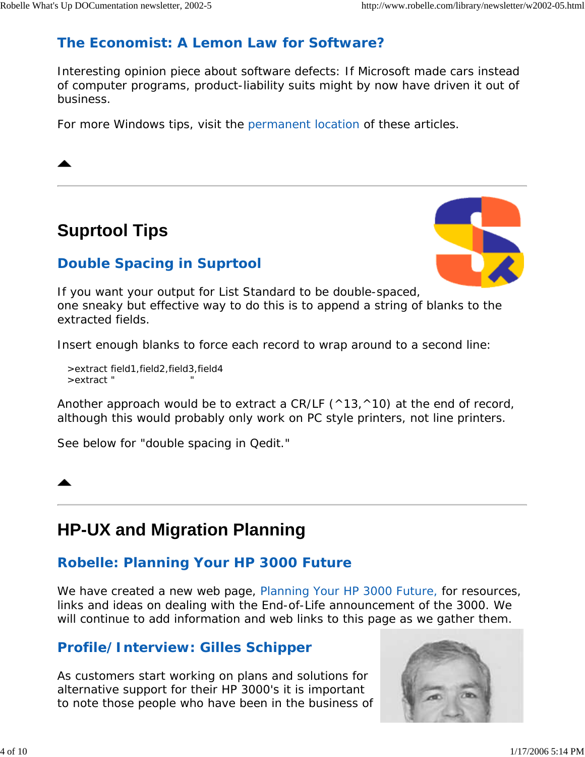## The Economist: A Lemon Law for Software?

Interesting opinion piece about software defects: If Microsoft made cars instead of computer programs, product-liability suits might by now have driven it out of business.

For more Windows tips, visit the permanent location of these articles.

---

# Suprtool Tips

## Double Spacing in Suprtool

If you want your output for List Standard to be double-spaced, one sneaky but effective way to do this is to append a string of blanks to the extracted fields.

Insert enough blanks to force each record to wrap around to a second line:

```
>extract field1,field2,field3,field4
>extract "                         "
```

Another approach would be to extract a CR/LF (^13,^10) at the end of record, although this would probably only work on PC style printers, not line printers.

See below for "double spacing in Qedit."

---

# HP-UX and Migration Planning

## Robelle: Planning Your HP 3000 Future

We have created a new web page, Planning Your HP 3000 Future, for resources, links and ideas on dealing with the End-of-Life announcement of the 3000. We will continue to add information and web links to this page as we gather them.

## Profile/Interview: Gilles Schipper

As customers start working on plans and solutions for alternative support for their HP 3000's it is important to note those people who have been in the business of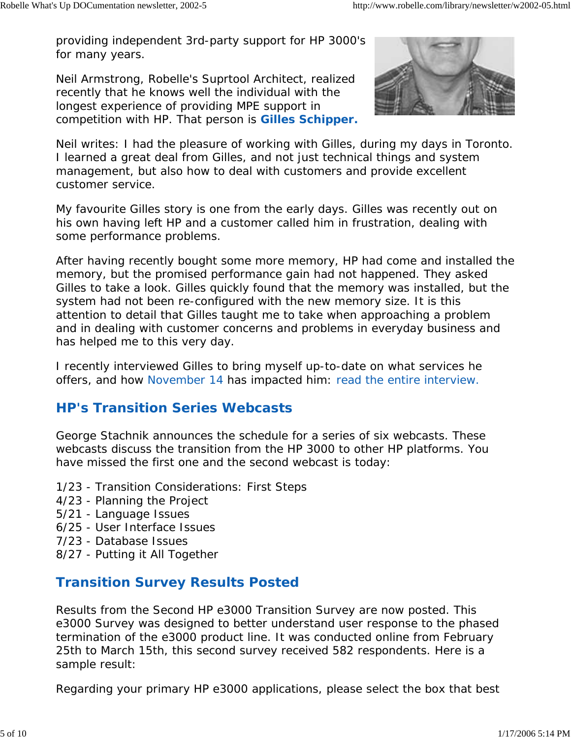providing independent 3rd-party support for HP 3000's for many years.

Neil Armstrong, Robelle's Suprtool Architect, realized recently that he knows well the individual with the longest experience of providing MPE support in competition with HP. That person is **Gilles Schipper.**

Neil writes: I had the pleasure of working with Gilles, during my days in Toronto. I learned a great deal from Gilles, and not just technical things and system management, but also how to deal with customers and provide excellent customer service.

My favourite Gilles story is one from the early days. Gilles was recently out on his own having left HP and a customer called him in frustration, dealing with some performance problems.

After having recently bought some more memory, HP had come and installed the memory, but the promised performance gain had not happened. They asked Gilles to take a look. Gilles quickly found that the memory was installed, but the system had not been re-configured with the new memory size. It is this attention to detail that Gilles taught me to take when approaching a problem and in dealing with customer concerns and problems in everyday business and has helped me to this very day.

I recently interviewed Gilles to bring myself up-to-date on what services he offers, and how November 14 has impacted him: read the entire interview.

## HP's Transition Series Webcasts

George Stachnik announces the schedule for a series of six webcasts. These webcasts discuss the transition from the HP 3000 to other HP platforms. You have missed the first one and the second webcast is today:

1/23 - Transition Considerations: First Steps
4/23 - Planning the Project
5/21 - Language Issues
6/25 - User Interface Issues
7/23 - Database Issues
8/27 - Putting it All Together

## Transition Survey Results Posted

Results from the Second HP e3000 Transition Survey are now posted. This e3000 Survey was designed to better understand user response to the phased termination of the e3000 product line. It was conducted online from February 25th to March 15th, this second survey received 582 respondents. Here is a sample result:

Regarding your primary HP e3000 applications, please select the box that best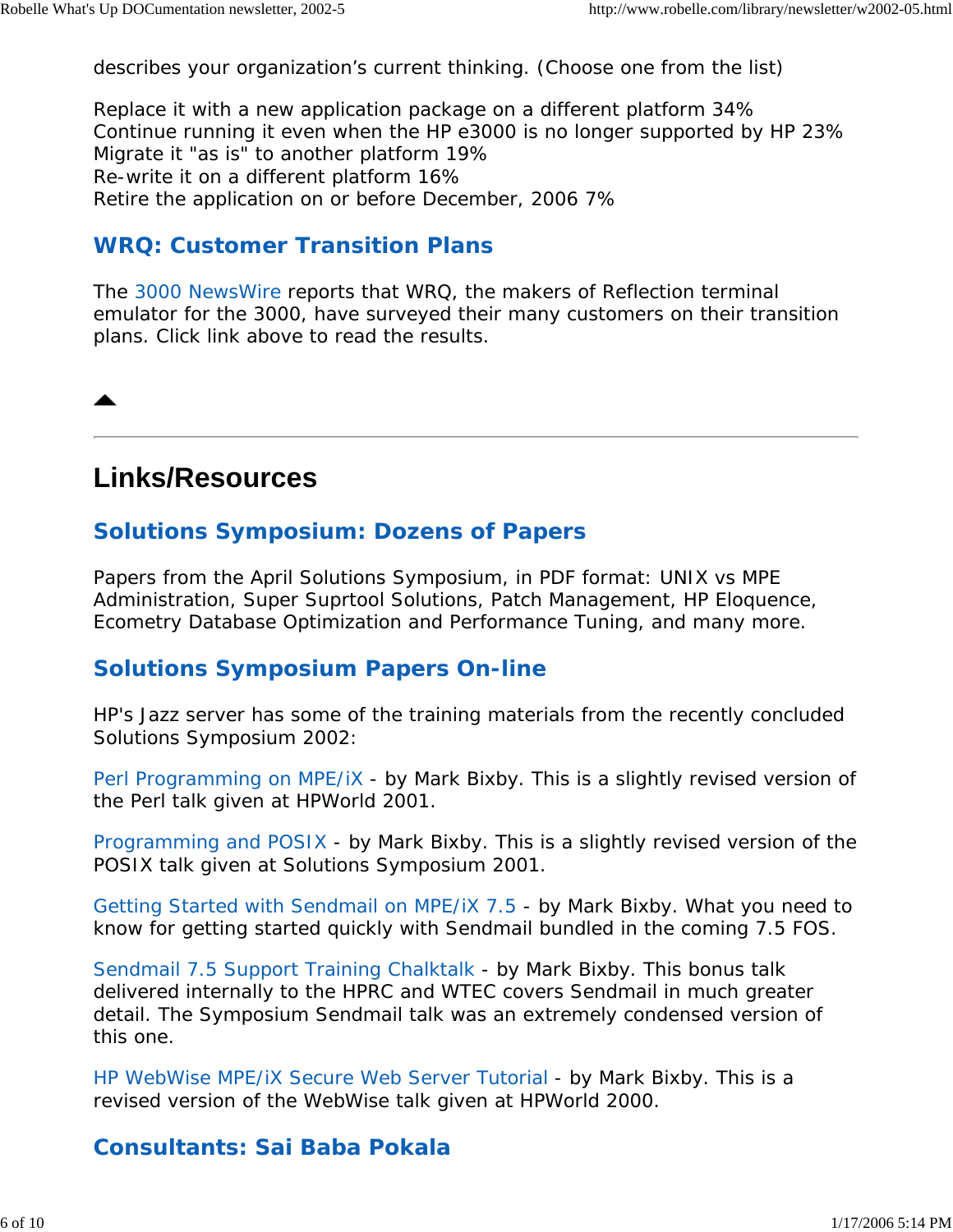describes your organization's current thinking. (Choose one from the list)

Replace it with a new application package on a different platform 34%
Continue running it even when the HP e3000 is no longer supported by HP 23%
Migrate it "as is" to another platform 19%
Re-write it on a different platform 16%
Retire the application on or before December, 2006 7%

### WRQ: Customer Transition Plans

The 3000 NewsWire reports that WRQ, the makers of Reflection terminal emulator for the 3000, have surveyed their many customers on their transition plans. Click link above to read the results.

---

## Links/Resources

### Solutions Symposium: Dozens of Papers

Papers from the April Solutions Symposium, in PDF format: UNIX vs MPE Administration, Super Suprtool Solutions, Patch Management, HP Eloquence, Ecometry Database Optimization and Performance Tuning, and many more.

### Solutions Symposium Papers On-line

HP's Jazz server has some of the training materials from the recently concluded Solutions Symposium 2002:

Perl Programming on MPE/iX - by Mark Bixby. This is a slightly revised version of the Perl talk given at HPWorld 2001.

Programming and POSIX - by Mark Bixby. This is a slightly revised version of the POSIX talk given at Solutions Symposium 2001.

Getting Started with Sendmail on MPE/iX 7.5 - by Mark Bixby. What you need to know for getting started quickly with Sendmail bundled in the coming 7.5 FOS.

Sendmail 7.5 Support Training Chalktalk - by Mark Bixby. This bonus talk delivered internally to the HPRC and WTEC covers Sendmail in much greater detail. The Symposium Sendmail talk was an extremely condensed version of this one.

HP WebWise MPE/iX Secure Web Server Tutorial - by Mark Bixby. This is a revised version of the WebWise talk given at HPWorld 2000.

### Consultants: Sai Baba Pokala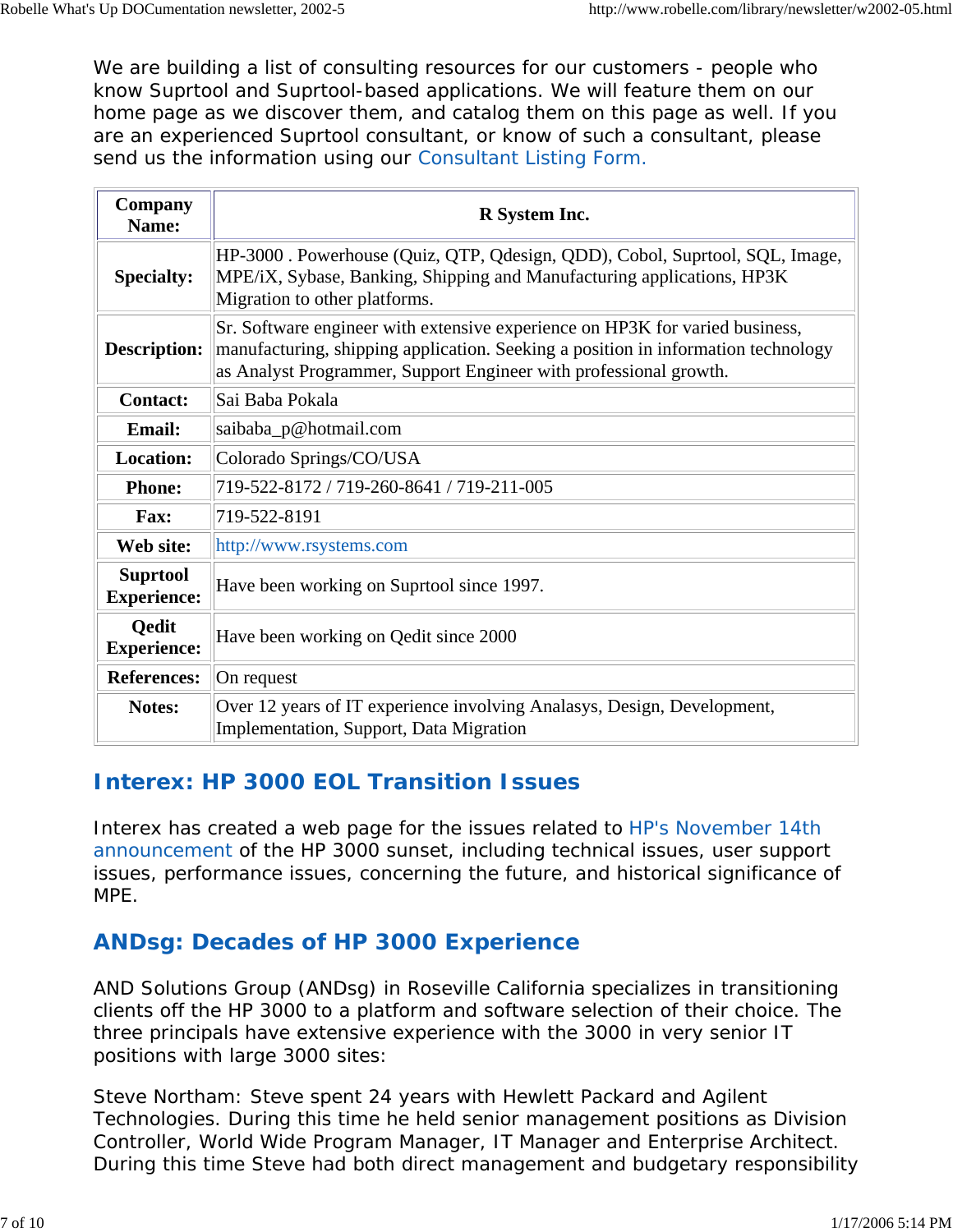We are building a list of consulting resources for our customers - people who know Suprtool and Suprtool-based applications. We will feature them on our home page as we discover them, and catalog them on this page as well. If you are an experienced Suprtool consultant, or know of such a consultant, please send us the information using our Consultant Listing Form.

| **Company Name:** | **R System Inc.** |
|---|---|
| **Specialty:** | HP-3000 . Powerhouse (Quiz, QTP, Qdesign, QDD), Cobol, Suprtool, SQL, Image, MPE/iX, Sybase, Banking, Shipping and Manufacturing applications, HP3K Migration to other platforms. |
| **Description:** | Sr. Software engineer with extensive experience on HP3K for varied business, manufacturing, shipping application. Seeking a position in information technology as Analyst Programmer, Support Engineer with professional growth. |
| **Contact:** | Sai Baba Pokala |
| **Email:** | saibaba_p@hotmail.com |
| **Location:** | Colorado Springs/CO/USA |
| **Phone:** | 719-522-8172 / 719-260-8641 / 719-211-005 |
| **Fax:** | 719-522-8191 |
| **Web site:** | http://www.rsystems.com |
| **Suprtool Experience:** | Have been working on Suprtool since 1997. |
| **Qedit Experience:** | Have been working on Qedit since 2000 |
| **References:** | On request |
| **Notes:** | Over 12 years of IT experience involving Analasys, Design, Development, Implementation, Support, Data Migration |

## Interex: HP 3000 EOL Transition Issues

Interex has created a web page for the issues related to HP's November 14th announcement of the HP 3000 sunset, including technical issues, user support issues, performance issues, concerning the future, and historical significance of MPE.

## ANDsg: Decades of HP 3000 Experience

AND Solutions Group (ANDsg) in Roseville California specializes in transitioning clients off the HP 3000 to a platform and software selection of their choice. The three principals have extensive experience with the 3000 in very senior IT positions with large 3000 sites:

Steve Northam: Steve spent 24 years with Hewlett Packard and Agilent Technologies. During this time he held senior management positions as Division Controller, World Wide Program Manager, IT Manager and Enterprise Architect. During this time Steve had both direct management and budgetary responsibility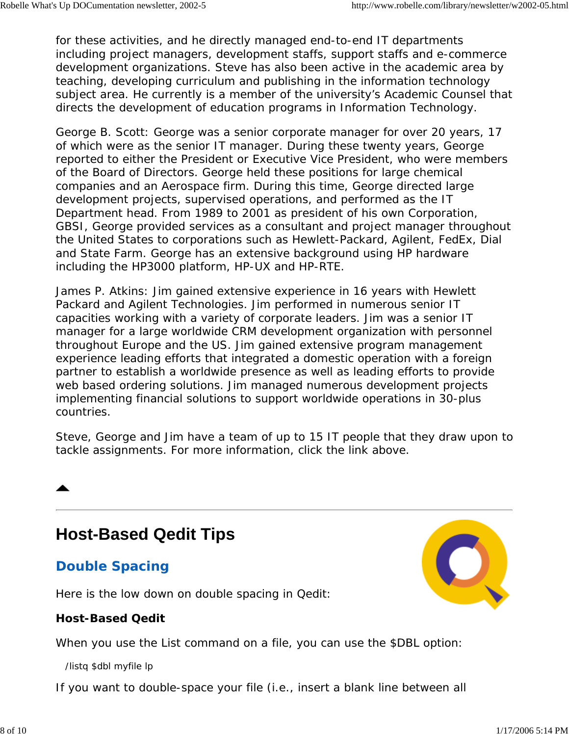for these activities, and he directly managed end-to-end IT departments including project managers, development staffs, support staffs and e-commerce development organizations. Steve has also been active in the academic area by teaching, developing curriculum and publishing in the information technology subject area. He currently is a member of the university's Academic Counsel that directs the development of education programs in Information Technology.

George B. Scott: George was a senior corporate manager for over 20 years, 17 of which were as the senior IT manager. During these twenty years, George reported to either the President or Executive Vice President, who were members of the Board of Directors. George held these positions for large chemical companies and an Aerospace firm. During this time, George directed large development projects, supervised operations, and performed as the IT Department head. From 1989 to 2001 as president of his own Corporation, GBSI, George provided services as a consultant and project manager throughout the United States to corporations such as Hewlett-Packard, Agilent, FedEx, Dial and State Farm. George has an extensive background using HP hardware including the HP3000 platform, HP-UX and HP-RTE.

James P. Atkins: Jim gained extensive experience in 16 years with Hewlett Packard and Agilent Technologies. Jim performed in numerous senior IT capacities working with a variety of corporate leaders. Jim was a senior IT manager for a large worldwide CRM development organization with personnel throughout Europe and the US. Jim gained extensive program management experience leading efforts that integrated a domestic operation with a foreign partner to establish a worldwide presence as well as leading efforts to provide web based ordering solutions. Jim managed numerous development projects implementing financial solutions to support worldwide operations in 30-plus countries.

Steve, George and Jim have a team of up to 15 IT people that they draw upon to tackle assignments. For more information, click the link above.

---

## Host-Based Qedit Tips

### Double Spacing

Here is the low down on double spacing in Qedit:

**Host-Based Qedit**

When you use the List command on a file, you can use the $DBL option:

```
/listq $dbl myfile lp
```

If you want to double-space your file (i.e., insert a blank line between all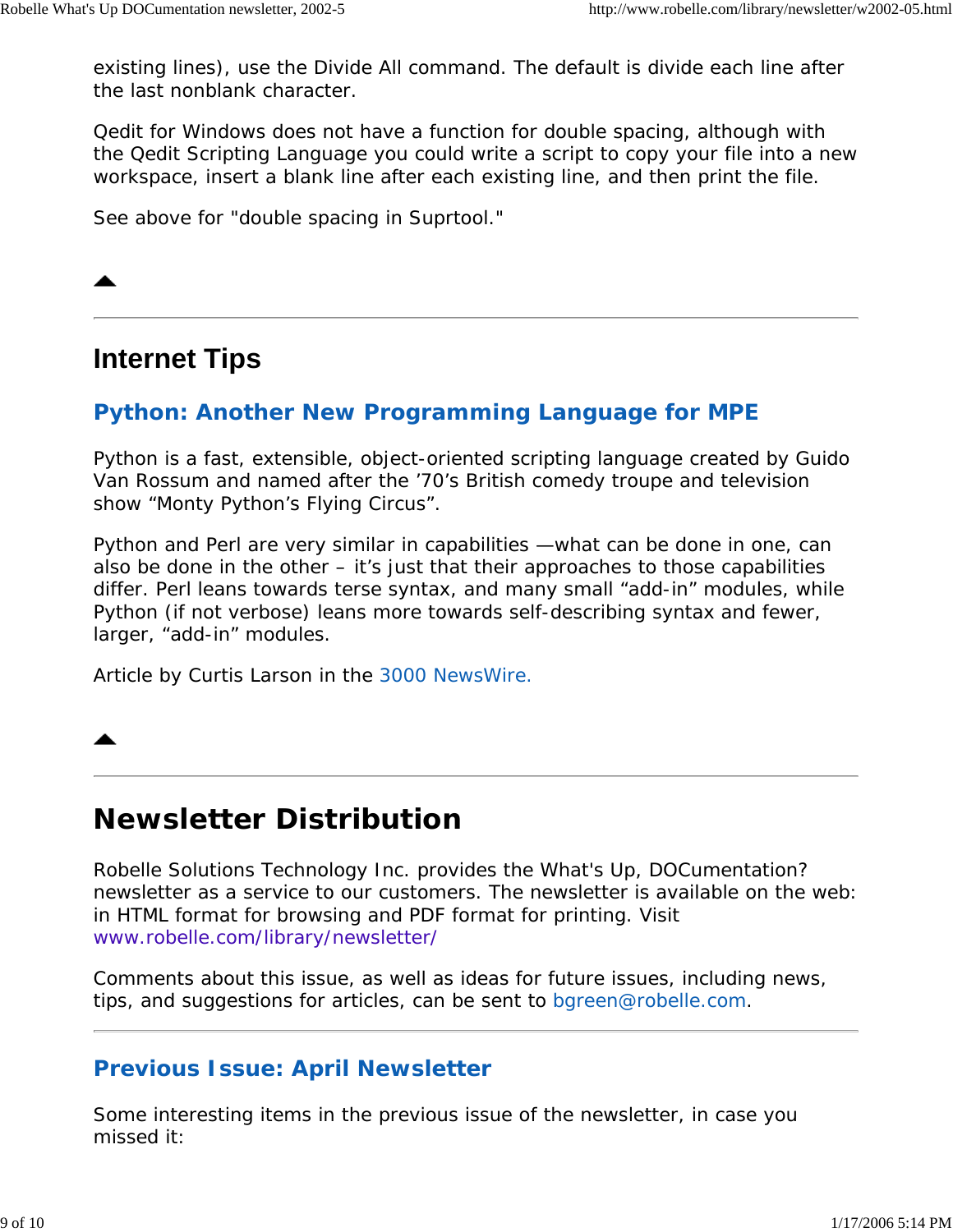existing lines), use the Divide All command. The default is divide each line after the last nonblank character.

Qedit for Windows does not have a function for double spacing, although with the Qedit Scripting Language you could write a script to copy your file into a new workspace, insert a blank line after each existing line, and then print the file.

See above for "double spacing in Suprtool."

---

## Internet Tips

### Python: Another New Programming Language for MPE

Python is a fast, extensible, object-oriented scripting language created by Guido Van Rossum and named after the ’70’s British comedy troupe and television show “Monty Python’s Flying Circus”.

Python and Perl are very similar in capabilities —what can be done in one, can also be done in the other – it’s just that their approaches to those capabilities differ. Perl leans towards terse syntax, and many small “add-in” modules, while Python (if not verbose) leans more towards self-describing syntax and fewer, larger, “add-in” modules.

Article by Curtis Larson in the 3000 NewsWire.

---

# Newsletter Distribution

Robelle Solutions Technology Inc. provides the What's Up, DOCumentation? newsletter as a service to our customers. The newsletter is available on the web: in HTML format for browsing and PDF format for printing. Visit www.robelle.com/library/newsletter/

Comments about this issue, as well as ideas for future issues, including news, tips, and suggestions for articles, can be sent to bgreen@robelle.com.

---

### Previous Issue: April Newsletter

Some interesting items in the previous issue of the newsletter, in case you missed it: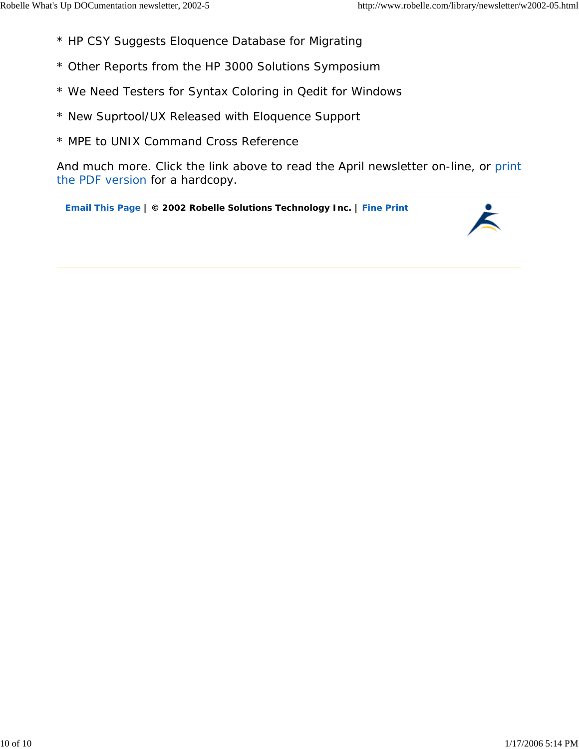* HP CSY Suggests Eloquence Database for Migrating

* Other Reports from the HP 3000 Solutions Symposium

* We Need Testers for Syntax Coloring in Qedit for Windows

* New Suprtool/UX Released with Eloquence Support

* MPE to UNIX Command Cross Reference

And much more. Click the link above to read the April newsletter on-line, or print the PDF version for a hardcopy.

**Email This Page** | **© 2002 Robelle Solutions Technology Inc.** | **Fine Print**